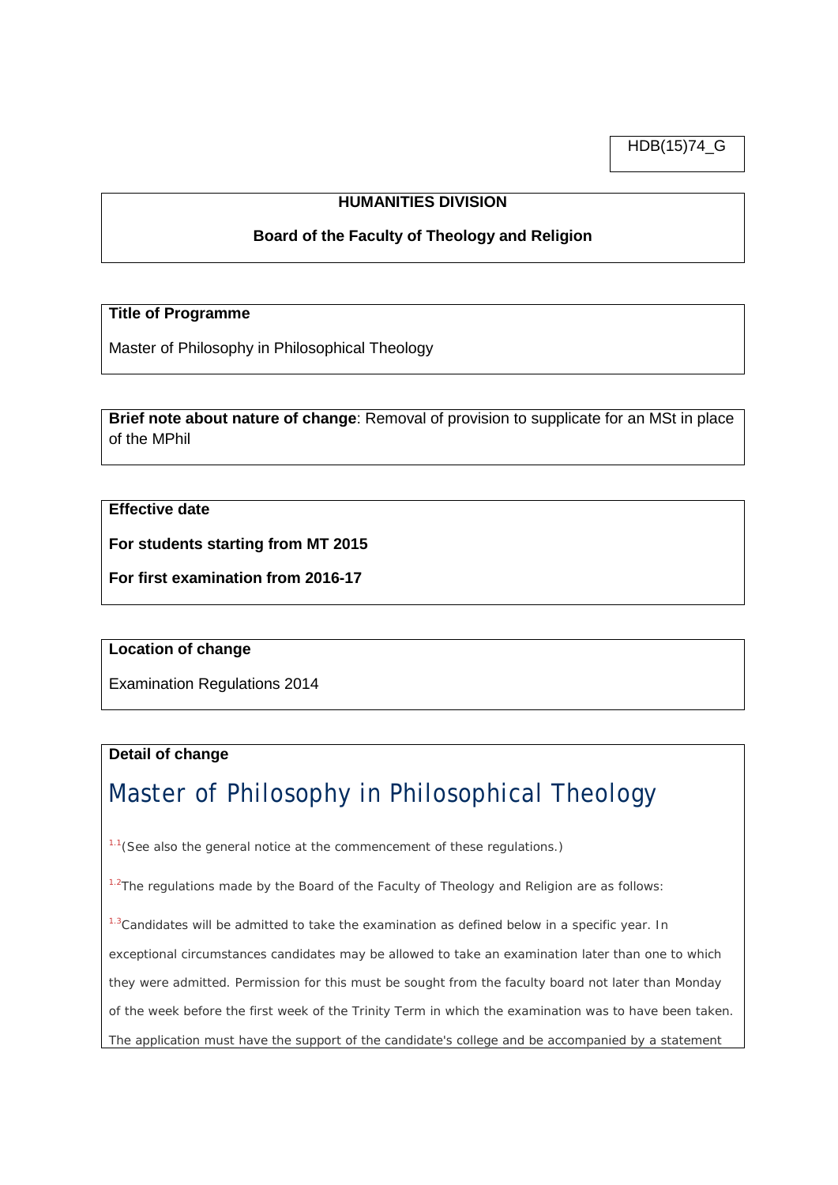HDB(15)74_G

**HUMANITIES DIVISION**

**Board of the Faculty of Theology and Religion**

**Title of Programme**

Master of Philosophy in Philosophical Theology

**Brief note about nature of change**: Removal of provision to supplicate for an MSt in place of the MPhil

**Effective date**

**For students starting from MT 2015**

**For first examination from 2016-17**

**Location of change**

Examination Regulations 2014

**Detail of change**

# Master of Philosophy in Philosophical Theology

[1.1](See also the general notice at the commencement of these regulations.)

[1.2]The regulations made by the Board of the Faculty of Theology and Religion are as follows:

[1.3]Candidates will be admitted to take the examination as defined below in a specific year. In exceptional circumstances candidates may be allowed to take an examination later than one to which they were admitted. Permission for this must be sought from the faculty board not later than Monday of the week before the first week of the Trinity Term in which the examination was to have been taken. The application must have the support of the candidate's college and be accompanied by a statement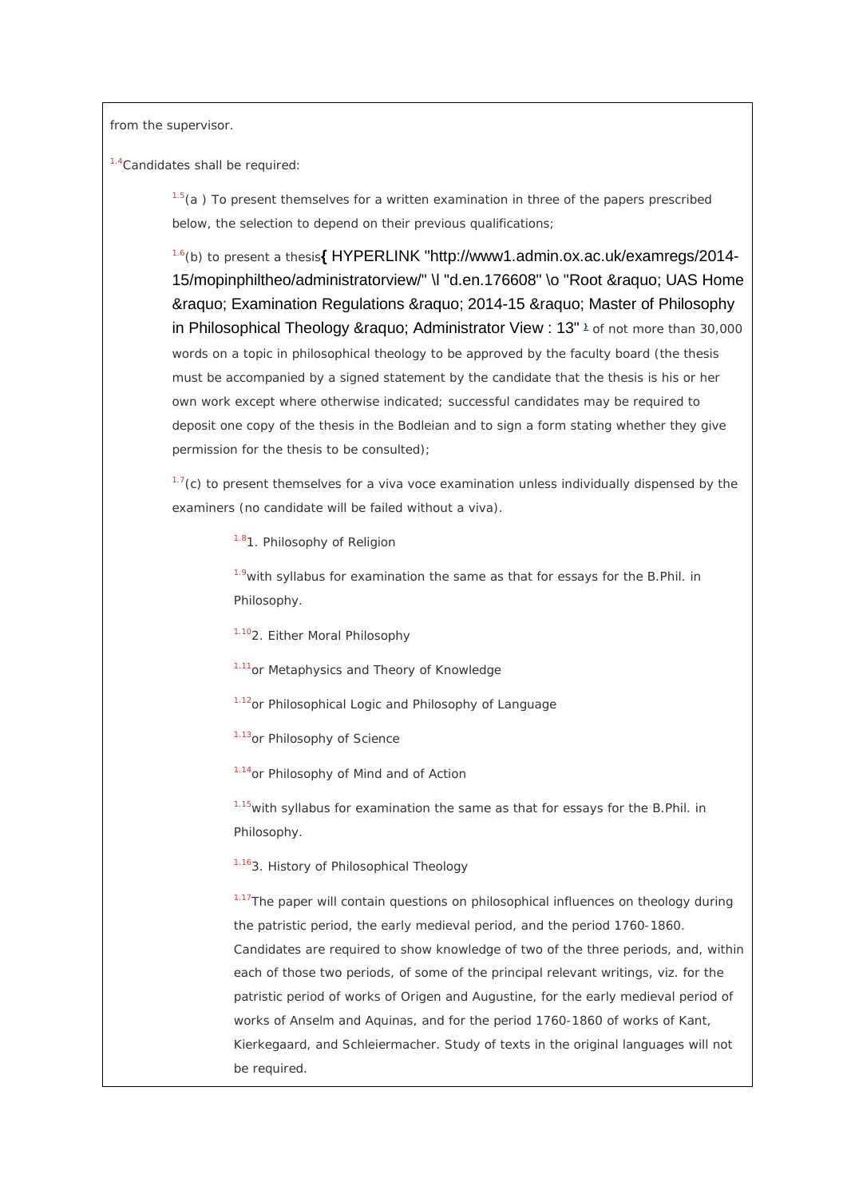from the supervisor.

[1.4]Candidates shall be required:

[1.5](a ) To present themselves for a written examination in three of the papers prescribed below, the selection to depend on their previous qualifications;

[1.6](b) to present a thesis{ HYPERLINK "http://www1.admin.ox.ac.uk/examregs/2014-15/mopinphiltheo/administratorview/" \l "d.en.176608" \o "Root &raquo; UAS Home &raquo; Examination Regulations &raquo; 2014-15 &raquo; Master of Philosophy in Philosophical Theology &raquo; Administrator View : 13" [1] of not more than 30,000 words on a topic in philosophical theology to be approved by the faculty board (the thesis must be accompanied by a signed statement by the candidate that the thesis is his or her own work except where otherwise indicated; successful candidates may be required to deposit one copy of the thesis in the Bodleian and to sign a form stating whether they give permission for the thesis to be consulted);

[1.7](c) to present themselves for a viva voce examination unless individually dispensed by the examiners (no candidate will be failed without a viva).

[1.8]1. Philosophy of Religion

[1.9]with syllabus for examination the same as that for essays for the B.Phil. in Philosophy.

[1.10]2. Either Moral Philosophy

[1.11]or Metaphysics and Theory of Knowledge

[1.12]or Philosophical Logic and Philosophy of Language

[1.13]or Philosophy of Science

[1.14]or Philosophy of Mind and of Action

[1.15]with syllabus for examination the same as that for essays for the B.Phil. in Philosophy.

[1.16]3. History of Philosophical Theology

[1.17]The paper will contain questions on philosophical influences on theology during the patristic period, the early medieval period, and the period 1760-1860. Candidates are required to show knowledge of two of the three periods, and, within each of those two periods, of some of the principal relevant writings, viz. for the patristic period of works of Origen and Augustine, for the early medieval period of works of Anselm and Aquinas, and for the period 1760-1860 of works of Kant, Kierkegaard, and Schleiermacher. Study of texts in the original languages will not be required.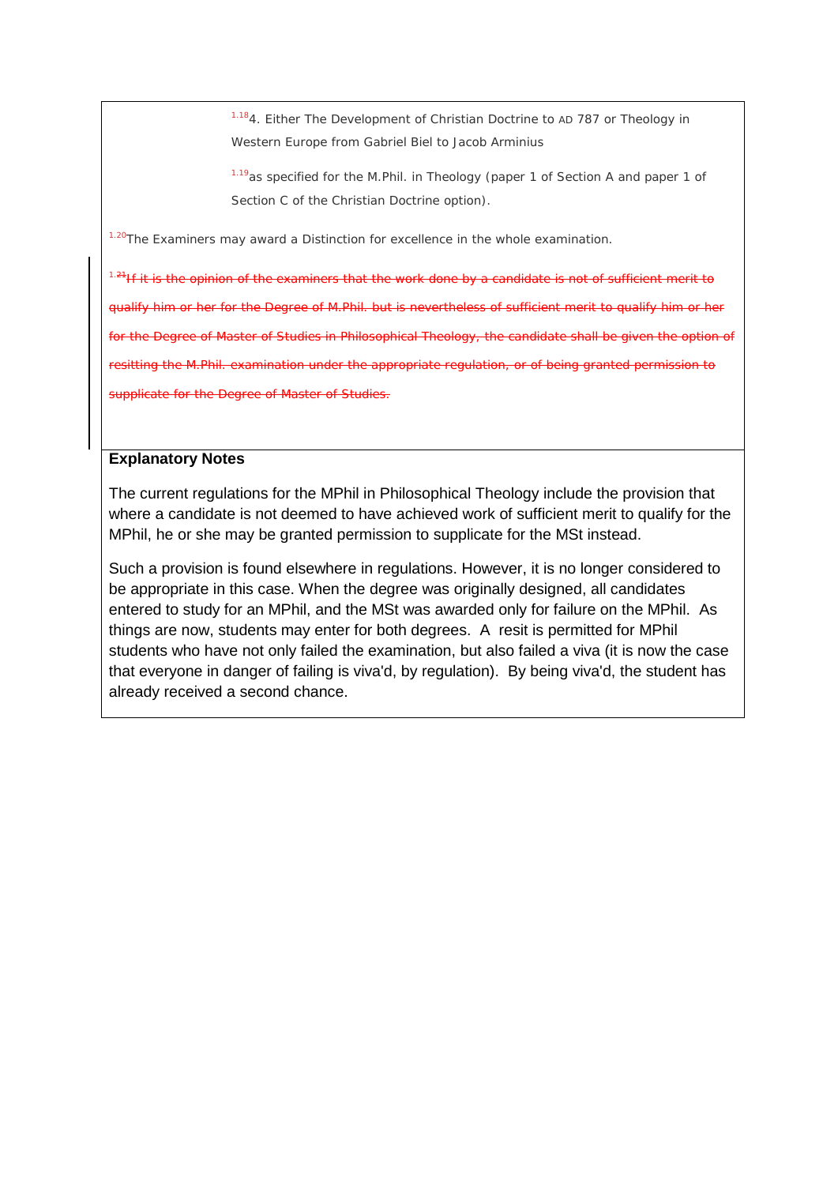[1.18]4. Either The Development of Christian Doctrine to AD 787 or Theology in Western Europe from Gabriel Biel to Jacob Arminius

[1.19]as specified for the M.Phil. in Theology (paper 1 of Section A and paper 1 of Section C of the Christian Doctrine option).

[1.20]The Examiners may award a Distinction for excellence in the whole examination.

~~[1.21]If it is the opinion of the examiners that the work done by a candidate is not of sufficient merit to qualify him or her for the Degree of M.Phil. but is nevertheless of sufficient merit to qualify him or her for the Degree of Master of Studies in Philosophical Theology, the candidate shall be given the option of resitting the M.Phil. examination under the appropriate regulation, or of being granted permission to supplicate for the Degree of Master of Studies.~~

**Explanatory Notes**

The current regulations for the MPhil in Philosophical Theology include the provision that where a candidate is not deemed to have achieved work of sufficient merit to qualify for the MPhil, he or she may be granted permission to supplicate for the MSt instead.

Such a provision is found elsewhere in regulations. However, it is no longer considered to be appropriate in this case. When the degree was originally designed, all candidates entered to study for an MPhil, and the MSt was awarded only for failure on the MPhil. As things are now, students may enter for both degrees. A resit is permitted for MPhil students who have not only failed the examination, but also failed a viva (it is now the case that everyone in danger of failing is viva'd, by regulation). By being viva'd, the student has already received a second chance.